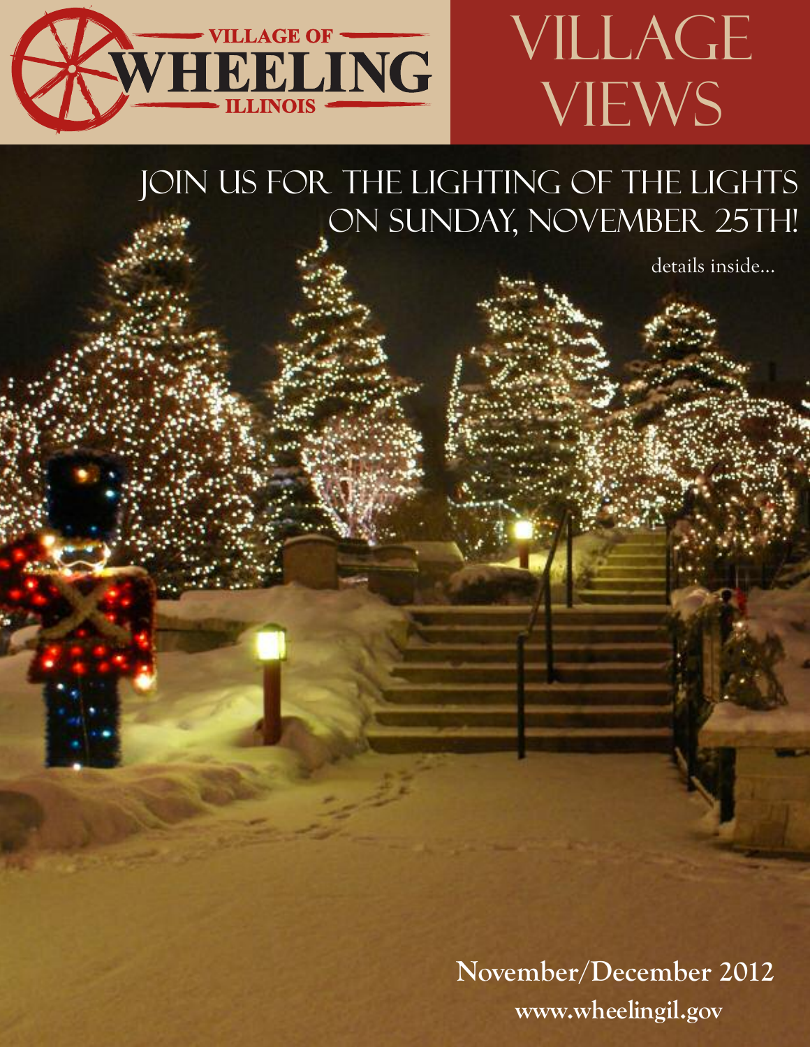VILLAGE OF
WHEELING
ILLINOIS

# VILLAGE VIEWS

## JOIN US FOR THE LIGHTING OF THE LIGHTS ON SUNDAY, NOVEMBER 25TH!

details inside...

**November/December 2012**

**www.wheelingil.gov**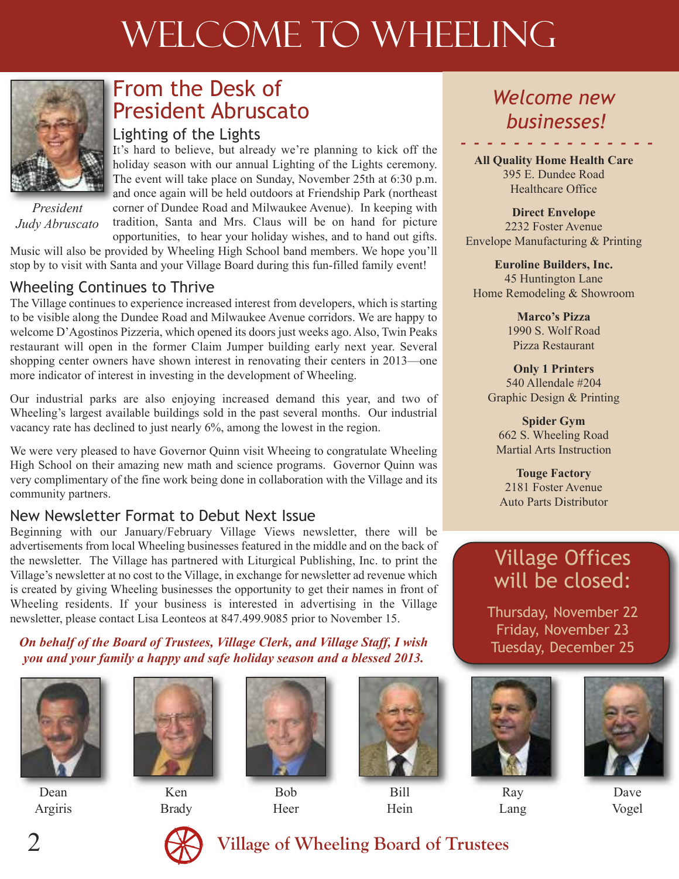# WELCOME TO WHEELING

## From the Desk of President Abruscato

*President Judy Abruscato*

### Lighting of the Lights

It's hard to believe, but already we're planning to kick off the holiday season with our annual Lighting of the Lights ceremony. The event will take place on Sunday, November 25th at 6:30 p.m. and once again will be held outdoors at Friendship Park (northeast corner of Dundee Road and Milwaukee Avenue). In keeping with tradition, Santa and Mrs. Claus will be on hand for picture opportunities, to hear your holiday wishes, and to hand out gifts. Music will also be provided by Wheeling High School band members. We hope you'll stop by to visit with Santa and your Village Board during this fun-filled family event!

### Wheeling Continues to Thrive

The Village continues to experience increased interest from developers, which is starting to be visible along the Dundee Road and Milwaukee Avenue corridors. We are happy to welcome D'Agostinos Pizzeria, which opened its doors just weeks ago. Also, Twin Peaks restaurant will open in the former Claim Jumper building early next year. Several shopping center owners have shown interest in renovating their centers in 2013—one more indicator of interest in investing in the development of Wheeling.

Our industrial parks are also enjoying increased demand this year, and two of Wheeling's largest available buildings sold in the past several months. Our industrial vacancy rate has declined to just nearly 6%, among the lowest in the region.

We were very pleased to have Governor Quinn visit Wheeing to congratulate Wheeling High School on their amazing new math and science programs. Governor Quinn was very complimentary of the fine work being done in collaboration with the Village and its community partners.

### New Newsletter Format to Debut Next Issue

Beginning with our January/February Village Views newsletter, there will be advertisements from local Wheeling businesses featured in the middle and on the back of the newsletter. The Village has partnered with Liturgical Publishing, Inc. to print the Village's newsletter at no cost to the Village, in exchange for newsletter ad revenue which is created by giving Wheeling businesses the opportunity to get their names in front of Wheeling residents. If your business is interested in advertising in the Village newsletter, please contact Lisa Leonteos at 847.499.9085 prior to November 15.

***On behalf of the Board of Trustees, Village Clerk, and Village Staff, I wish you and your family a happy and safe holiday season and a blessed 2013.***

## *Welcome new businesses!*

**All Quality Home Health Care**
395 E. Dundee Road
Healthcare Office

**Direct Envelope**
2232 Foster Avenue
Envelope Manufacturing & Printing

**Euroline Builders, Inc.**
45 Huntington Lane
Home Remodeling & Showroom

**Marco's Pizza**
1990 S. Wolf Road
Pizza Restaurant

**Only 1 Printers**
540 Allendale #204
Graphic Design & Printing

**Spider Gym**
662 S. Wheeling Road
Martial Arts Instruction

**Touge Factory**
2181 Foster Avenue
Auto Parts Distributor

## Village Offices will be closed:

Thursday, November 22
Friday, November 23
Tuesday, December 25

Dean Argiris | Ken Brady | Bob Heer | Bill Hein | Ray Lang | Dave Vogel

**Village of Wheeling Board of Trustees**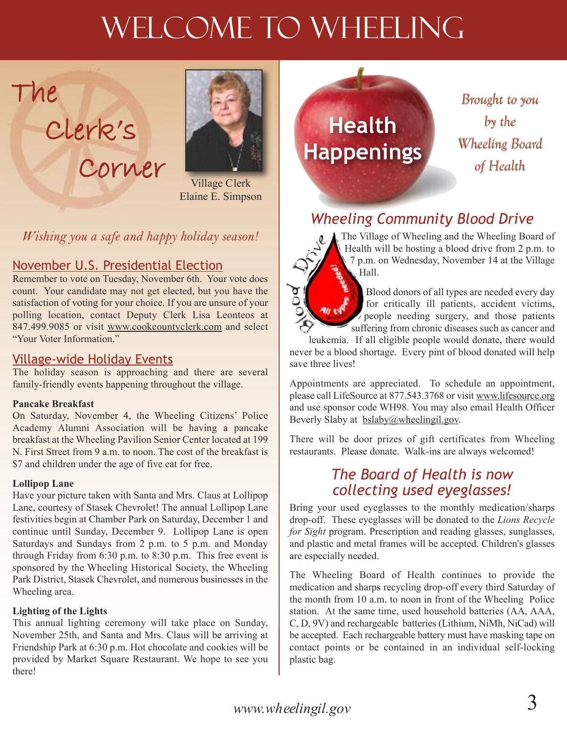# Welcome to Wheeling

## The Clerk's Corner

Village Clerk
Elaine E. Simpson

*Wishing you a safe and happy holiday season!*

### November U.S. Presidential Election

Remember to vote on Tuesday, November 6th. Your vote does count. Your candidate may not get elected, but you have the satisfaction of voting for your choice. If you are unsure of your polling location, contact Deputy Clerk Lisa Leonteos at 847.499.9085 or visit www.cookcountyclerk.com and select "Your Voter Information."

### Village-wide Holiday Events

The holiday season is approaching and there are several family-friendly events happening throughout the village.

**Pancake Breakfast**

On Saturday, November 4, the Wheeling Citizens' Police Academy Alumni Association will be having a pancake breakfast at the Wheeling Pavilion Senior Center located at 199 N. First Street from 9 a.m. to noon. The cost of the breakfast is $7 and children under the age of five eat for free.

**Lollipop Lane**

Have your picture taken with Santa and Mrs. Claus at Lollipop Lane, courtesy of Stasek Chevrolet! The annual Lollipop Lane festivities begin at Chamber Park on Saturday, December 1 and continue until Sunday, December 9. Lollipop Lane is open Saturdays and Sundays from 2 p.m. to 5 p.m. and Monday through Friday from 6:30 p.m. to 8:30 p.m. This free event is sponsored by the Wheeling Historical Society, the Wheeling Park District, Stasek Chevrolet, and numerous businesses in the Wheeling area.

**Lighting of the Lights**

This annual lighting ceremony will take place on Sunday, November 25th, and Santa and Mrs. Claus will be arriving at Friendship Park at 6:30 p.m. Hot chocolate and cookies will be provided by Market Square Restaurant. We hope to see you there!

## Health Happenings

*Brought to you by the Wheeling Board of Health*

### *Wheeling Community Blood Drive*

The Village of Wheeling and the Wheeling Board of Health will be hosting a blood drive from 2 p.m. to 7 p.m. on Wednesday, November 14 at the Village Hall.

Blood donors of all types are needed every day for critically ill patients, accident victims, people needing surgery, and those patients suffering from chronic diseases such as cancer and leukemia. If all eligible people would donate, there would never be a blood shortage. Every pint of blood donated will help save three lives!

Appointments are appreciated. To schedule an appointment, please call LifeSource at 877.543.3768 or visit www.lifesource.org and use sponsor code WH98. You may also email Health Officer Beverly Slaby at bslaby@wheelingil.gov.

There will be door prizes of gift certificates from Wheeling restaurants. Please donate. Walk-ins are always welcomed!

### *The Board of Health is now collecting used eyeglasses!*

Bring your used eyeglasses to the monthly medication/sharps drop-off. These eyeglasses will be donated to the *Lions Recycle for Sight* program. Prescription and reading glasses, sunglasses, and plastic and metal frames will be accepted. Children's glasses are especially needed.

The Wheeling Board of Health continues to provide the medication and sharps recycling drop-off every third Saturday of the month from 10 a.m. to noon in front of the Wheeling Police station. At the same time, used household batteries (AA, AAA, C, D, 9V) and rechargeable batteries (Lithium, NiMh, NiCad) will be accepted. Each rechargeable battery must have masking tape on contact points or be contained in an individual self-locking plastic bag.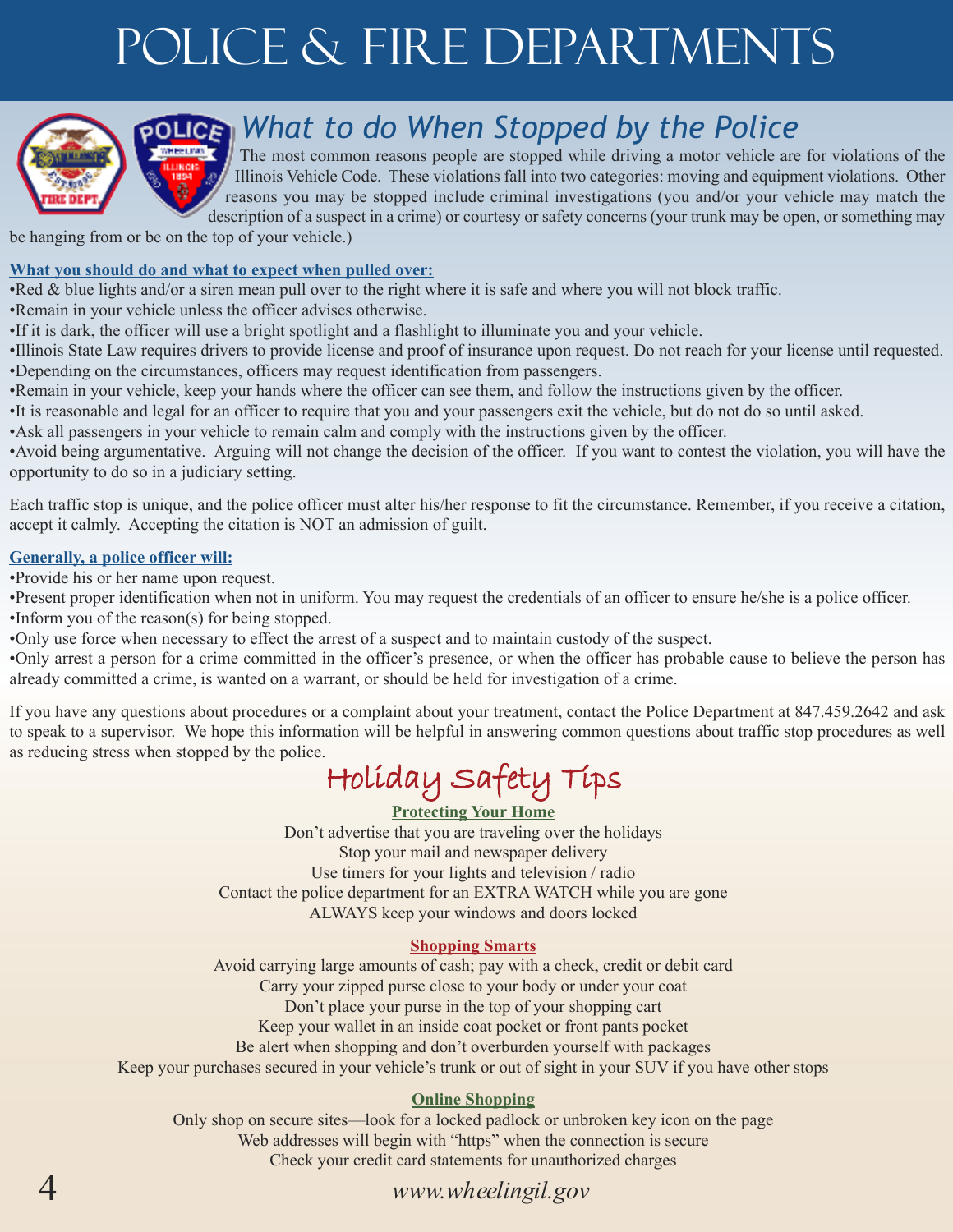# POLICE & FIRE DEPARTMENTS

## What to do When Stopped by the Police

The most common reasons people are stopped while driving a motor vehicle are for violations of the Illinois Vehicle Code. These violations fall into two categories: moving and equipment violations. Other reasons you may be stopped include criminal investigations (you and/or your vehicle may match the description of a suspect in a crime) or courtesy or safety concerns (your trunk may be open, or something may be hanging from or be on the top of your vehicle.)

**What you should do and what to expect when pulled over:**

- Red & blue lights and/or a siren mean pull over to the right where it is safe and where you will not block traffic.
- Remain in your vehicle unless the officer advises otherwise.
- If it is dark, the officer will use a bright spotlight and a flashlight to illuminate you and your vehicle.
- Illinois State Law requires drivers to provide license and proof of insurance upon request. Do not reach for your license until requested.
- Depending on the circumstances, officers may request identification from passengers.
- Remain in your vehicle, keep your hands where the officer can see them, and follow the instructions given by the officer.
- It is reasonable and legal for an officer to require that you and your passengers exit the vehicle, but do not do so until asked.
- Ask all passengers in your vehicle to remain calm and comply with the instructions given by the officer.
- Avoid being argumentative. Arguing will not change the decision of the officer. If you want to contest the violation, you will have the opportunity to do so in a judiciary setting.

Each traffic stop is unique, and the police officer must alter his/her response to fit the circumstance. Remember, if you receive a citation, accept it calmly. Accepting the citation is NOT an admission of guilt.

**Generally, a police officer will:**

- Provide his or her name upon request.
- Present proper identification when not in uniform. You may request the credentials of an officer to ensure he/she is a police officer.
- Inform you of the reason(s) for being stopped.
- Only use force when necessary to effect the arrest of a suspect and to maintain custody of the suspect.
- Only arrest a person for a crime committed in the officer's presence, or when the officer has probable cause to believe the person has already committed a crime, is wanted on a warrant, or should be held for investigation of a crime.

If you have any questions about procedures or a complaint about your treatment, contact the Police Department at 847.459.2642 and ask to speak to a supervisor. We hope this information will be helpful in answering common questions about traffic stop procedures as well as reducing stress when stopped by the police.

## Holiday Safety Tips

**Protecting Your Home**

Don't advertise that you are traveling over the holidays
Stop your mail and newspaper delivery
Use timers for your lights and television / radio
Contact the police department for an EXTRA WATCH while you are gone
ALWAYS keep your windows and doors locked

**Shopping Smarts**

Avoid carrying large amounts of cash; pay with a check, credit or debit card
Carry your zipped purse close to your body or under your coat
Don't place your purse in the top of your shopping cart
Keep your wallet in an inside coat pocket or front pants pocket
Be alert when shopping and don't overburden yourself with packages
Keep your purchases secured in your vehicle's trunk or out of sight in your SUV if you have other stops

**Online Shopping**

Only shop on secure sites—look for a locked padlock or unbroken key icon on the page
Web addresses will begin with "https" when the connection is secure
Check your credit card statements for unauthorized charges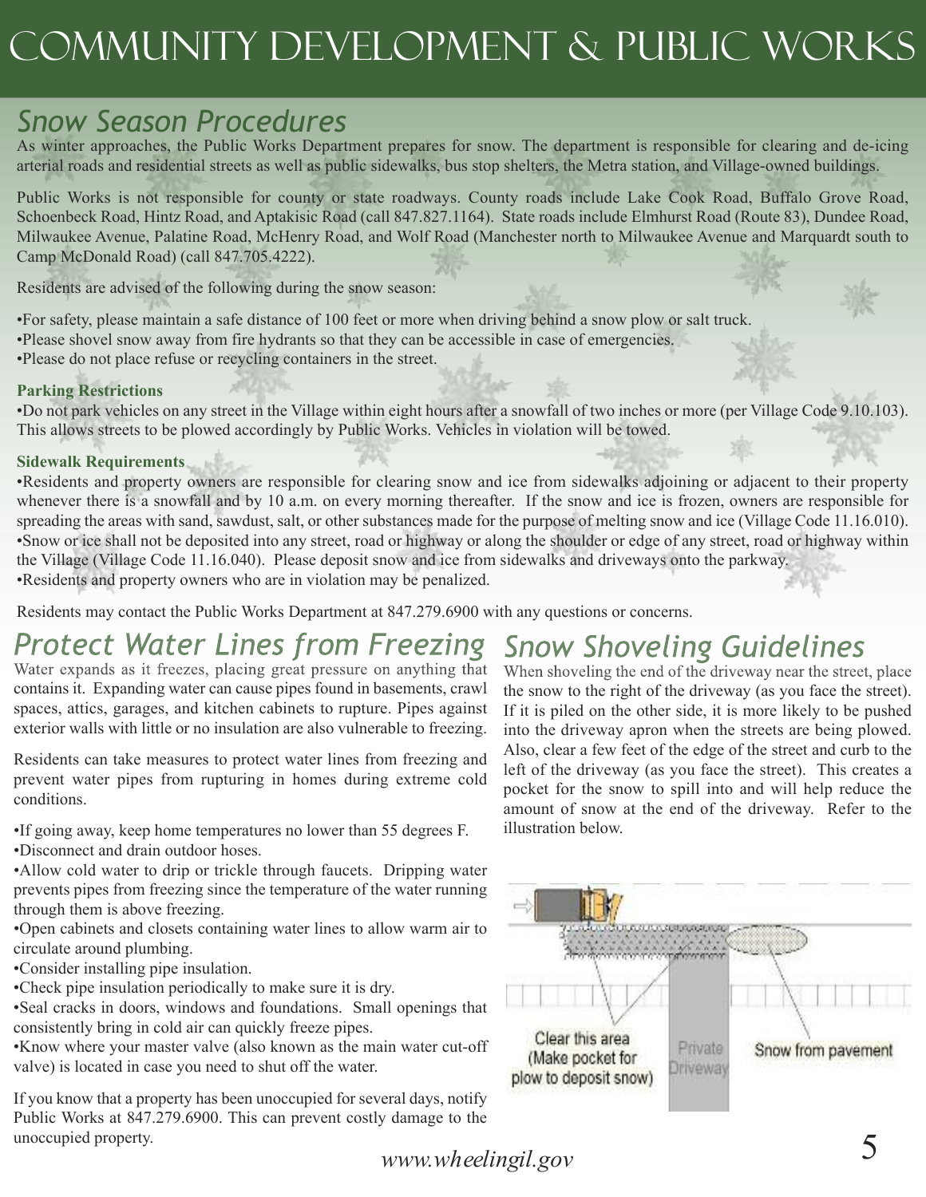# COMMUNITY DEVELOPMENT & PUBLIC WORKS

## Snow Season Procedures

As winter approaches, the Public Works Department prepares for snow. The department is responsible for clearing and de-icing arterial roads and residential streets as well as public sidewalks, bus stop shelters, the Metra station, and Village-owned buildings.

Public Works is not responsible for county or state roadways. County roads include Lake Cook Road, Buffalo Grove Road, Schoenbeck Road, Hintz Road, and Aptakisic Road (call 847.827.1164). State roads include Elmhurst Road (Route 83), Dundee Road, Milwaukee Avenue, Palatine Road, McHenry Road, and Wolf Road (Manchester north to Milwaukee Avenue and Marquardt south to Camp McDonald Road) (call 847.705.4222).

Residents are advised of the following during the snow season:

- For safety, please maintain a safe distance of 100 feet or more when driving behind a snow plow or salt truck.
- Please shovel snow away from fire hydrants so that they can be accessible in case of emergencies.
- Please do not place refuse or recycling containers in the street.

**Parking Restrictions**

- Do not park vehicles on any street in the Village within eight hours after a snowfall of two inches or more (per Village Code 9.10.103). This allows streets to be plowed accordingly by Public Works. Vehicles in violation will be towed.

**Sidewalk Requirements**

- Residents and property owners are responsible for clearing snow and ice from sidewalks adjoining or adjacent to their property whenever there is a snowfall and by 10 a.m. on every morning thereafter. If the snow and ice is frozen, owners are responsible for spreading the areas with sand, sawdust, salt, or other substances made for the purpose of melting snow and ice (Village Code 11.16.010).
- Snow or ice shall not be deposited into any street, road or highway or along the shoulder or edge of any street, road or highway within the Village (Village Code 11.16.040). Please deposit snow and ice from sidewalks and driveways onto the parkway.
- Residents and property owners who are in violation may be penalized.

Residents may contact the Public Works Department at 847.279.6900 with any questions or concerns.

## Protect Water Lines from Freezing

Water expands as it freezes, placing great pressure on anything that contains it. Expanding water can cause pipes found in basements, crawl spaces, attics, garages, and kitchen cabinets to rupture. Pipes against exterior walls with little or no insulation are also vulnerable to freezing.

Residents can take measures to protect water lines from freezing and prevent water pipes from rupturing in homes during extreme cold conditions.

- If going away, keep home temperatures no lower than 55 degrees F.
- Disconnect and drain outdoor hoses.
- Allow cold water to drip or trickle through faucets. Dripping water prevents pipes from freezing since the temperature of the water running through them is above freezing.
- Open cabinets and closets containing water lines to allow warm air to circulate around plumbing.
- Consider installing pipe insulation.
- Check pipe insulation periodically to make sure it is dry.
- Seal cracks in doors, windows and foundations. Small openings that consistently bring in cold air can quickly freeze pipes.
- Know where your master valve (also known as the main water cut-off valve) is located in case you need to shut off the water.

If you know that a property has been unoccupied for several days, notify Public Works at 847.279.6900. This can prevent costly damage to the unoccupied property.

## Snow Shoveling Guidelines

When shoveling the end of the driveway near the street, place the snow to the right of the driveway (as you face the street). If it is piled on the other side, it is more likely to be pushed into the driveway apron when the streets are being plowed. Also, clear a few feet of the edge of the street and curb to the left of the driveway (as you face the street). This creates a pocket for the snow to spill into and will help reduce the amount of snow at the end of the driveway. Refer to the illustration below.

Clear this area (Make pocket for plow to deposit snow) | Private Driveway | Snow from pavement

www.wheelingil.gov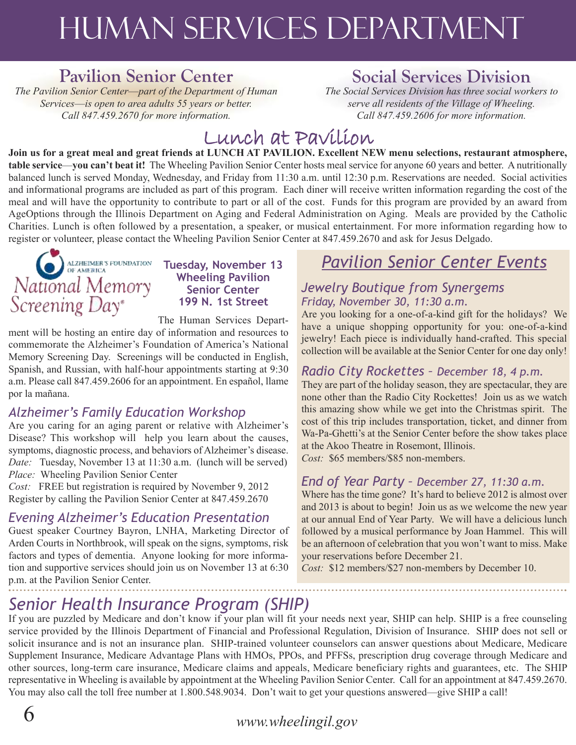# HUMAN SERVICES DEPARTMENT

## Pavilion Senior Center

*The Pavilion Senior Center—part of the Department of Human Services—is open to area adults 55 years or better. Call 847.459.2670 for more information.*

## Social Services Division

*The Social Services Division has three social workers to serve all residents of the Village of Wheeling. Call 847.459.2606 for more information.*

## Lunch at Pavilion

**Join us for a great meal and great friends at LUNCH AT PAVILION. Excellent NEW menu selections, restaurant atmosphere, table service—you can't beat it!** The Wheeling Pavilion Senior Center hosts meal service for anyone 60 years and better. A nutritionally balanced lunch is served Monday, Wednesday, and Friday from 11:30 a.m. until 12:30 p.m. Reservations are needed. Social activities and informational programs are included as part of this program. Each diner will receive written information regarding the cost of the meal and will have the opportunity to contribute to part or all of the cost. Funds for this program are provided by an award from AgeOptions through the Illinois Department on Aging and Federal Administration on Aging. Meals are provided by the Catholic Charities. Lunch is often followed by a presentation, a speaker, or musical entertainment. For more information regarding how to register or volunteer, please contact the Wheeling Pavilion Senior Center at 847.459.2670 and ask for Jesus Delgado.

### Alzheimer's Foundation of America National Memory Screening Day®

**Tuesday, November 13**
**Wheeling Pavilion Senior Center**
**199 N. 1st Street**

The Human Services Department will be hosting an entire day of information and resources to commemorate the Alzheimer's Foundation of America's National Memory Screening Day. Screenings will be conducted in English, Spanish, and Russian, with half-hour appointments starting at 9:30 a.m. Please call 847.459.2606 for an appointment. En español, llame por la mañana.

### *Alzheimer's Family Education Workshop*

Are you caring for an aging parent or relative with Alzheimer's Disease? This workshop will help you learn about the causes, symptoms, diagnostic process, and behaviors of Alzheimer's disease.
*Date:* Tuesday, November 13 at 11:30 a.m. (lunch will be served)
*Place:* Wheeling Pavilion Senior Center
*Cost:* FREE but registration is required by November 9, 2012
Register by calling the Pavilion Senior Center at 847.459.2670

### *Evening Alzheimer's Education Presentation*

Guest speaker Courtney Bayron, LNHA, Marketing Director of Arden Courts in Northbrook, will speak on the signs, symptoms, risk factors and types of dementia. Anyone looking for more information and supportive services should join us on November 13 at 6:30 p.m. at the Pavilion Senior Center.

## *Pavilion Senior Center Events*

### *Jewelry Boutique from Synergems*

*Friday, November 30, 11:30 a.m.*

Are you looking for a one-of-a-kind gift for the holidays? We have a unique shopping opportunity for you: one-of-a-kind jewelry! Each piece is individually hand-crafted. This special collection will be available at the Senior Center for one day only!

### *Radio City Rockettes – December 18, 4 p.m.*

They are part of the holiday season, they are spectacular, they are none other than the Radio City Rockettes! Join us as we watch this amazing show while we get into the Christmas spirit. The cost of this trip includes transportation, ticket, and dinner from Wa-Pa-Ghetti's at the Senior Center before the show takes place at the Akoo Theatre in Rosemont, Illinois.
*Cost:* $65 members/$85 non-members.

### *End of Year Party – December 27, 11:30 a.m.*

Where has the time gone? It's hard to believe 2012 is almost over and 2013 is about to begin! Join us as we welcome the new year at our annual End of Year Party. We will have a delicious lunch followed by a musical performance by Joan Hammel. This will be an afternoon of celebration that you won't want to miss. Make your reservations before December 21.
*Cost:* $12 members/$27 non-members by December 10.

## *Senior Health Insurance Program (SHIP)*

If you are puzzled by Medicare and don't know if your plan will fit your needs next year, SHIP can help. SHIP is a free counseling service provided by the Illinois Department of Financial and Professional Regulation, Division of Insurance. SHIP does not sell or solicit insurance and is not an insurance plan. SHIP-trained volunteer counselors can answer questions about Medicare, Medicare Supplement Insurance, Medicare Advantage Plans with HMOs, PPOs, and PFFSs, prescription drug coverage through Medicare and other sources, long-term care insurance, Medicare claims and appeals, Medicare beneficiary rights and guarantees, etc. The SHIP representative in Wheeling is available by appointment at the Wheeling Pavilion Senior Center. Call for an appointment at 847.459.2670. You may also call the toll free number at 1.800.548.9034. Don't wait to get your questions answered—give SHIP a call!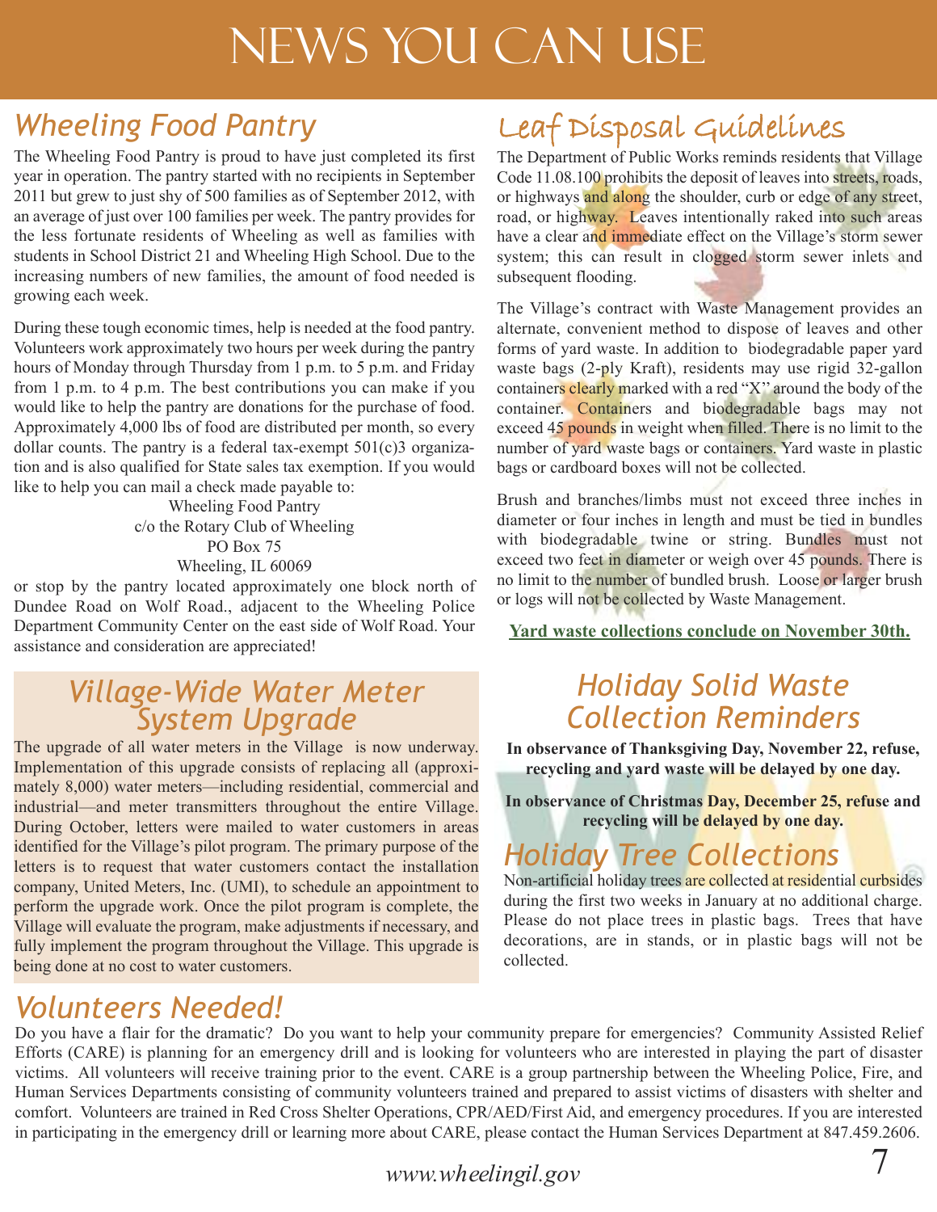# NEWS YOU CAN USE

## Wheeling Food Pantry

The Wheeling Food Pantry is proud to have just completed its first year in operation. The pantry started with no recipients in September 2011 but grew to just shy of 500 families as of September 2012, with an average of just over 100 families per week. The pantry provides for the less fortunate residents of Wheeling as well as families with students in School District 21 and Wheeling High School. Due to the increasing numbers of new families, the amount of food needed is growing each week.

During these tough economic times, help is needed at the food pantry. Volunteers work approximately two hours per week during the pantry hours of Monday through Thursday from 1 p.m. to 5 p.m. and Friday from 1 p.m. to 4 p.m. The best contributions you can make if you would like to help the pantry are donations for the purchase of food. Approximately 4,000 lbs of food are distributed per month, so every dollar counts. The pantry is a federal tax-exempt 501(c)3 organization and is also qualified for State sales tax exemption. If you would like to help you can mail a check made payable to:

Wheeling Food Pantry
c/o the Rotary Club of Wheeling
PO Box 75
Wheeling, IL 60069

or stop by the pantry located approximately one block north of Dundee Road on Wolf Road., adjacent to the Wheeling Police Department Community Center on the east side of Wolf Road. Your assistance and consideration are appreciated!

## Village-Wide Water Meter System Upgrade

The upgrade of all water meters in the Village is now underway. Implementation of this upgrade consists of replacing all (approximately 8,000) water meters—including residential, commercial and industrial—and meter transmitters throughout the entire Village. During October, letters were mailed to water customers in areas identified for the Village's pilot program. The primary purpose of the letters is to request that water customers contact the installation company, United Meters, Inc. (UMI), to schedule an appointment to perform the upgrade work. Once the pilot program is complete, the Village will evaluate the program, make adjustments if necessary, and fully implement the program throughout the Village. This upgrade is being done at no cost to water customers.

## Leaf Disposal Guidelines

The Department of Public Works reminds residents that Village Code 11.08.100 prohibits the deposit of leaves into streets, roads, or highways and along the shoulder, curb or edge of any street, road, or highway. Leaves intentionally raked into such areas have a clear and immediate effect on the Village's storm sewer system; this can result in clogged storm sewer inlets and subsequent flooding.

The Village's contract with Waste Management provides an alternate, convenient method to dispose of leaves and other forms of yard waste. In addition to biodegradable paper yard waste bags (2-ply Kraft), residents may use rigid 32-gallon containers clearly marked with a red "X" around the body of the container. Containers and biodegradable bags may not exceed 45 pounds in weight when filled. There is no limit to the number of yard waste bags or containers. Yard waste in plastic bags or cardboard boxes will not be collected.

Brush and branches/limbs must not exceed three inches in diameter or four inches in length and must be tied in bundles with biodegradable twine or string. Bundles must not exceed two feet in diameter or weigh over 45 pounds. There is no limit to the number of bundled brush. Loose or larger brush or logs will not be collected by Waste Management.

**Yard waste collections conclude on November 30th.**

## Holiday Solid Waste Collection Reminders

**In observance of Thanksgiving Day, November 22, refuse, recycling and yard waste will be delayed by one day.**

**In observance of Christmas Day, December 25, refuse and recycling will be delayed by one day.**

## Holiday Tree Collections

Non-artificial holiday trees are collected at residential curbsides during the first two weeks in January at no additional charge. Please do not place trees in plastic bags. Trees that have decorations, are in stands, or in plastic bags will not be collected.

## Volunteers Needed!

Do you have a flair for the dramatic? Do you want to help your community prepare for emergencies? Community Assisted Relief Efforts (CARE) is planning for an emergency drill and is looking for volunteers who are interested in playing the part of disaster victims. All volunteers will receive training prior to the event. CARE is a group partnership between the Wheeling Police, Fire, and Human Services Departments consisting of community volunteers trained and prepared to assist victims of disasters with shelter and comfort. Volunteers are trained in Red Cross Shelter Operations, CPR/AED/First Aid, and emergency procedures. If you are interested in participating in the emergency drill or learning more about CARE, please contact the Human Services Department at 847.459.2606.

*www.wheelingil.gov*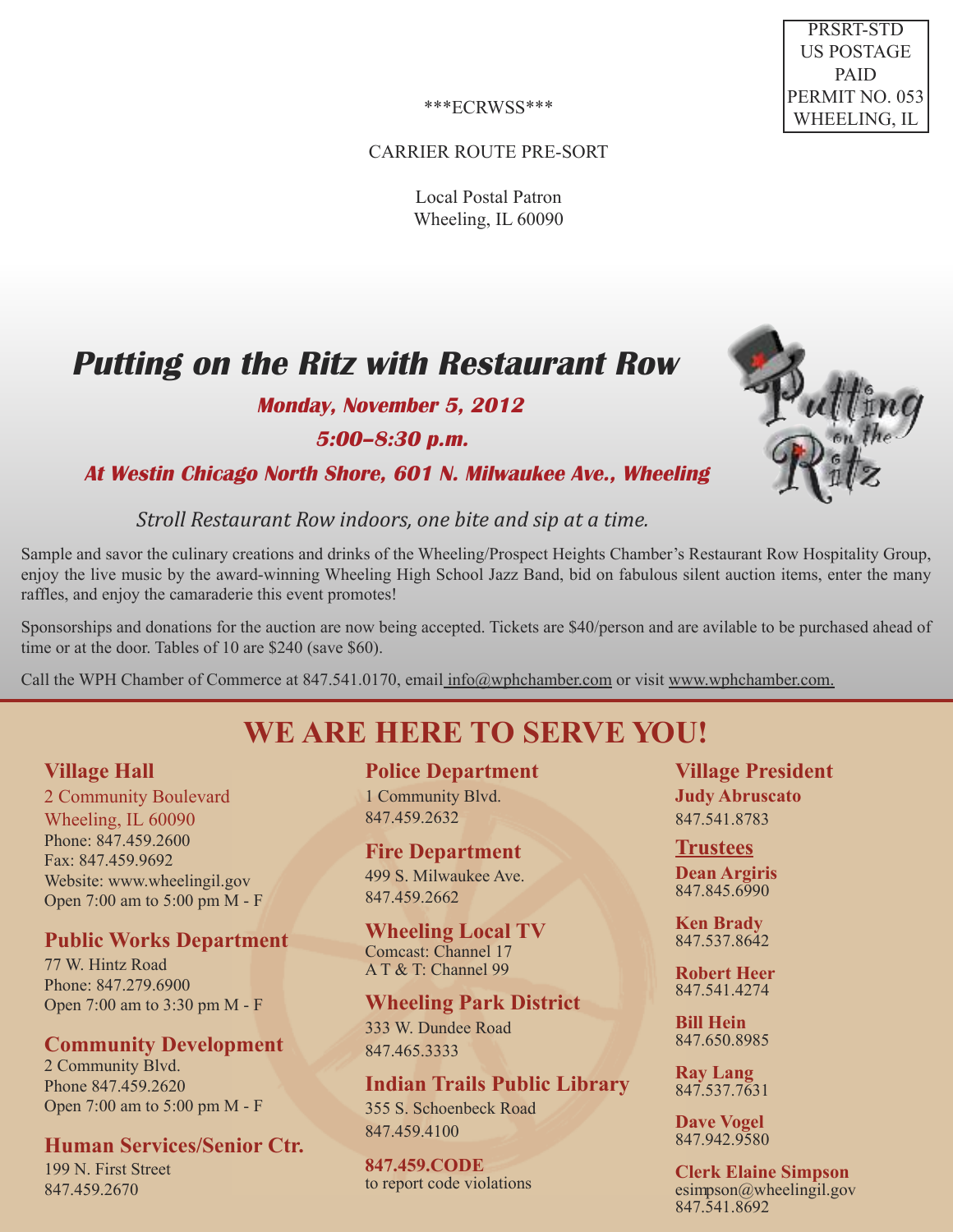PRSRT-STD
US POSTAGE
PAID
PERMIT NO. 053
WHEELING, IL

\*\*\*ECRWSS\*\*\*

CARRIER ROUTE PRE-SORT

Local Postal Patron
Wheeling, IL 60090

# *Putting on the Ritz with Restaurant Row*

***Monday, November 5, 2012***

***5:00–8:30 p.m.***

***At Westin Chicago North Shore, 601 N. Milwaukee Ave., Wheeling***

*Stroll Restaurant Row indoors, one bite and sip at a time.*

Sample and savor the culinary creations and drinks of the Wheeling/Prospect Heights Chamber's Restaurant Row Hospitality Group, enjoy the live music by the award-winning Wheeling High School Jazz Band, bid on fabulous silent auction items, enter the many raffles, and enjoy the camaraderie this event promotes!

Sponsorships and donations for the auction are now being accepted. Tickets are $40/person and are avilable to be purchased ahead of time or at the door. Tables of 10 are $240 (save $60).

Call the WPH Chamber of Commerce at 847.541.0170, email info@wphchamber.com or visit www.wphchamber.com.

## WE ARE HERE TO SERVE YOU!

### Village Hall
2 Community Boulevard
Wheeling, IL 60090
Phone: 847.459.2600
Fax: 847.459.9692
Website: www.wheelingil.gov
Open 7:00 am to 5:00 pm M - F

### Public Works Department
77 W. Hintz Road
Phone: 847.279.6900
Open 7:00 am to 3:30 pm M - F

### Community Development
2 Community Blvd.
Phone 847.459.2620
Open 7:00 am to 5:00 pm M - F

### Human Services/Senior Ctr.
199 N. First Street
847.459.2670

### Police Department
1 Community Blvd.
847.459.2632

### Fire Department
499 S. Milwaukee Ave.
847.459.2662

### Wheeling Local TV
Comcast: Channel 17
A T & T: Channel 99

### Wheeling Park District
333 W. Dundee Road
847.465.3333

### Indian Trails Public Library
355 S. Schoenbeck Road
847.459.4100

**847.459.CODE**
to report code violations

### Village President
**Judy Abruscato**
847.541.8783

### Trustees
**Dean Argiris**
847.845.6990

**Ken Brady**
847.537.8642

**Robert Heer**
847.541.4274

**Bill Hein**
847.650.8985

**Ray Lang**
847.537.7631

**Dave Vogel**
847.942.9580

**Clerk Elaine Simpson**
esimpson@wheelingil.gov
847.541.8692